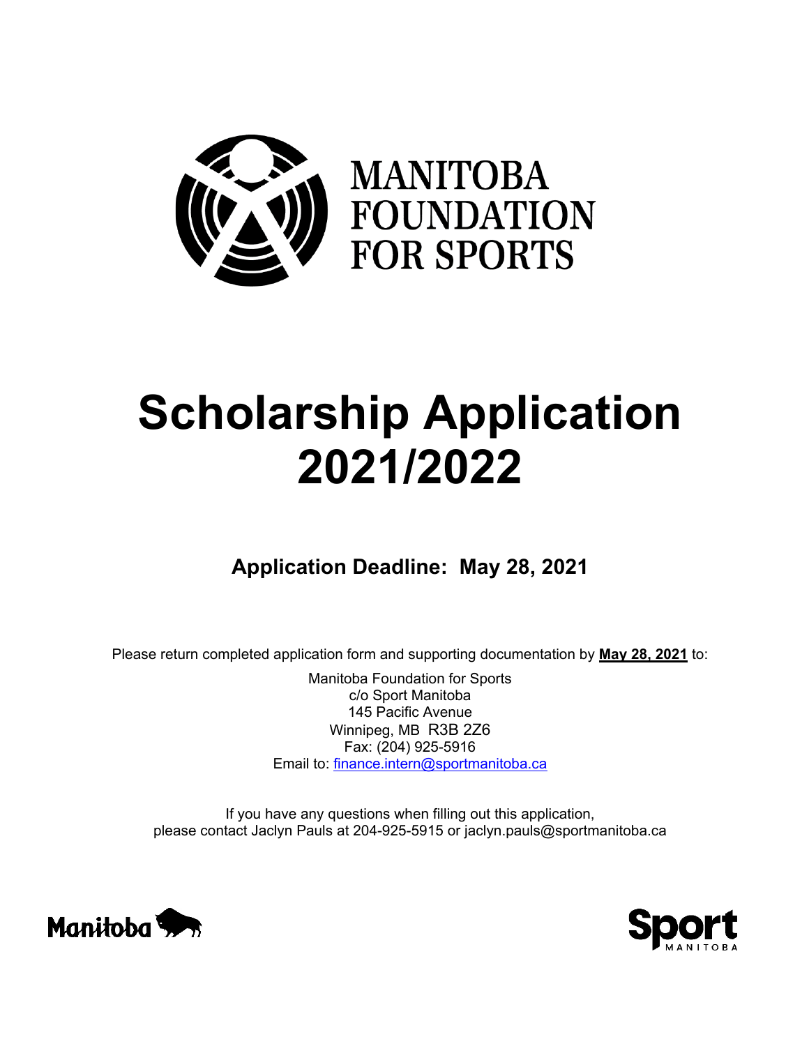MANITOBA FOUNDATION FOR SPORTS

# Scholarship Application 2021/2022

## Application Deadline: May 28, 2021

Please return completed application form and supporting documentation by **May 28, 2021** to:

Manitoba Foundation for Sports
c/o Sport Manitoba
145 Pacific Avenue
Winnipeg, MB R3B 2Z6
Fax: (204) 925-5916
Email to: finance.intern@sportmanitoba.ca

If you have any questions when filling out this application, please contact Jaclyn Pauls at 204-925-5915 or jaclyn.pauls@sportmanitoba.ca

Manitoba

Sport MANITOBA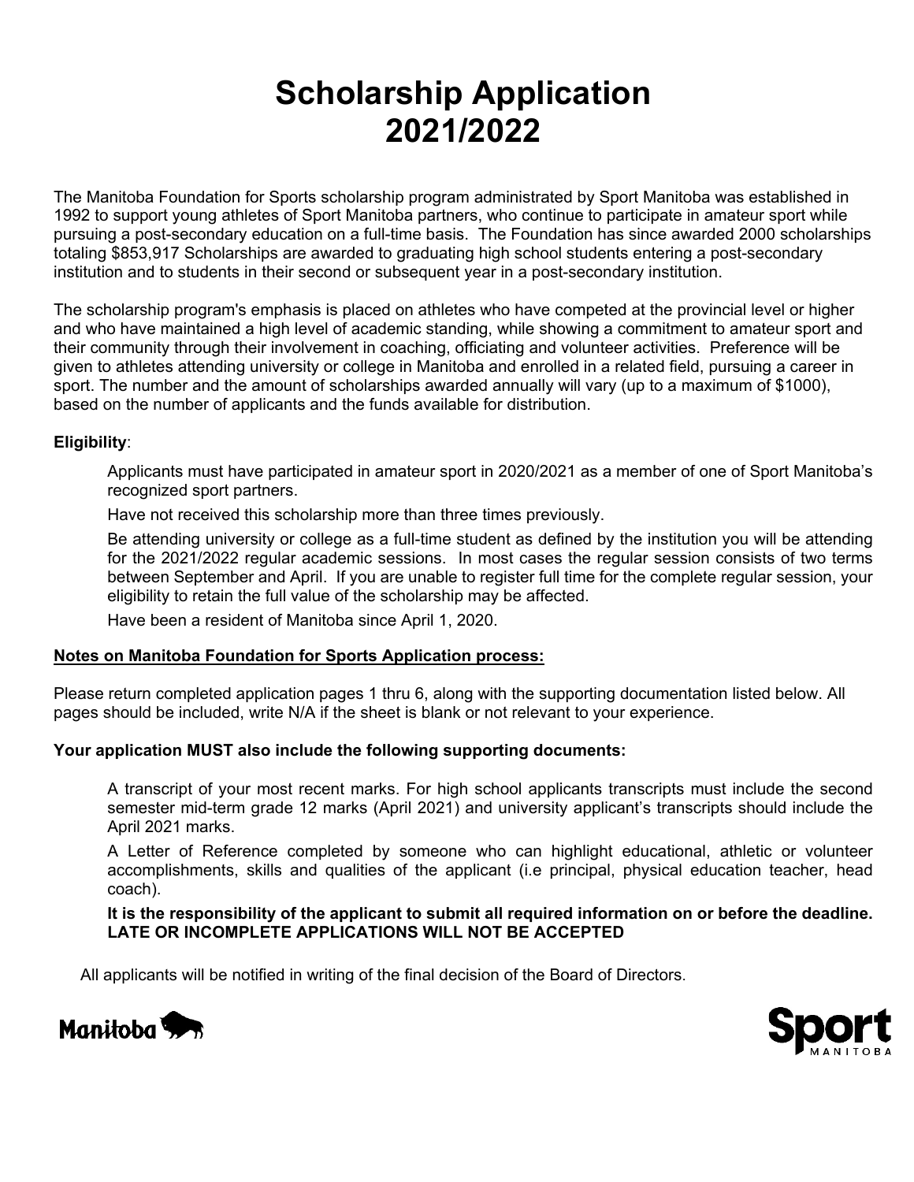# Scholarship Application 2021/2022

The Manitoba Foundation for Sports scholarship program administrated by Sport Manitoba was established in 1992 to support young athletes of Sport Manitoba partners, who continue to participate in amateur sport while pursuing a post-secondary education on a full-time basis. The Foundation has since awarded 2000 scholarships totaling $853,917 Scholarships are awarded to graduating high school students entering a post-secondary institution and to students in their second or subsequent year in a post-secondary institution.

The scholarship program's emphasis is placed on athletes who have competed at the provincial level or higher and who have maintained a high level of academic standing, while showing a commitment to amateur sport and their community through their involvement in coaching, officiating and volunteer activities. Preference will be given to athletes attending university or college in Manitoba and enrolled in a related field, pursuing a career in sport. The number and the amount of scholarships awarded annually will vary (up to a maximum of $1000), based on the number of applicants and the funds available for distribution.

**Eligibility**:

- Applicants must have participated in amateur sport in 2020/2021 as a member of one of Sport Manitoba's recognized sport partners.
- Have not received this scholarship more than three times previously.
- Be attending university or college as a full-time student as defined by the institution you will be attending for the 2021/2022 regular academic sessions. In most cases the regular session consists of two terms between September and April. If you are unable to register full time for the complete regular session, your eligibility to retain the full value of the scholarship may be affected.
- Have been a resident of Manitoba since April 1, 2020.

**Notes on Manitoba Foundation for Sports Application process:**

Please return completed application pages 1 thru 6, along with the supporting documentation listed below. All pages should be included, write N/A if the sheet is blank or not relevant to your experience.

**Your application MUST also include the following supporting documents:**

- A transcript of your most recent marks. For high school applicants transcripts must include the second semester mid-term grade 12 marks (April 2021) and university applicant's transcripts should include the April 2021 marks.
- A Letter of Reference completed by someone who can highlight educational, athletic or volunteer accomplishments, skills and qualities of the applicant (i.e principal, physical education teacher, head coach).

**It is the responsibility of the applicant to submit all required information on or before the deadline. LATE OR INCOMPLETE APPLICATIONS WILL NOT BE ACCEPTED**

All applicants will be notified in writing of the final decision of the Board of Directors.

Manitoba

Sport MANITOBA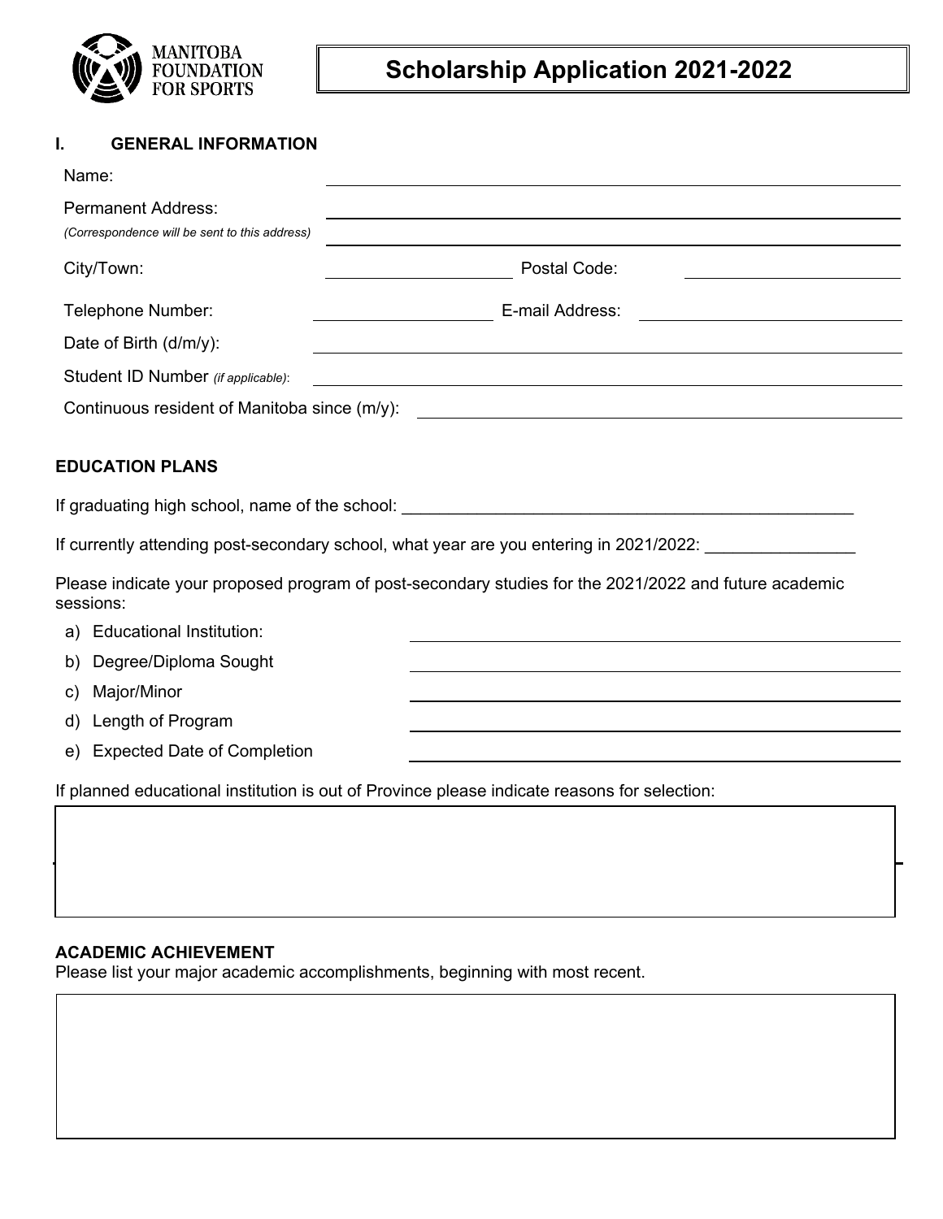MANITOBA FOUNDATION FOR SPORTS

# Scholarship Application 2021-2022

## I. GENERAL INFORMATION

Name: ______________________________

Permanent Address: ______________________________

*(Correspondence will be sent to this address)* ______________________________

City/Town: ______________ Postal Code: ______________

Telephone Number: ______________ E-mail Address: ______________

Date of Birth (d/m/y): ______________________________

Student ID Number *(if applicable)*: ______________________________

Continuous resident of Manitoba since (m/y): ______________________________

## EDUCATION PLANS

If graduating high school, name of the school: ______________________________

If currently attending post-secondary school, what year are you entering in 2021/2022: ______________

Please indicate your proposed program of post-secondary studies for the 2021/2022 and future academic sessions:

a) Educational Institution: ______________________________

b) Degree/Diploma Sought ______________________________

c) Major/Minor ______________________________

d) Length of Program ______________________________

e) Expected Date of Completion ______________________________

If planned educational institution is out of Province please indicate reasons for selection:

## ACADEMIC ACHIEVEMENT

Please list your major academic accomplishments, beginning with most recent.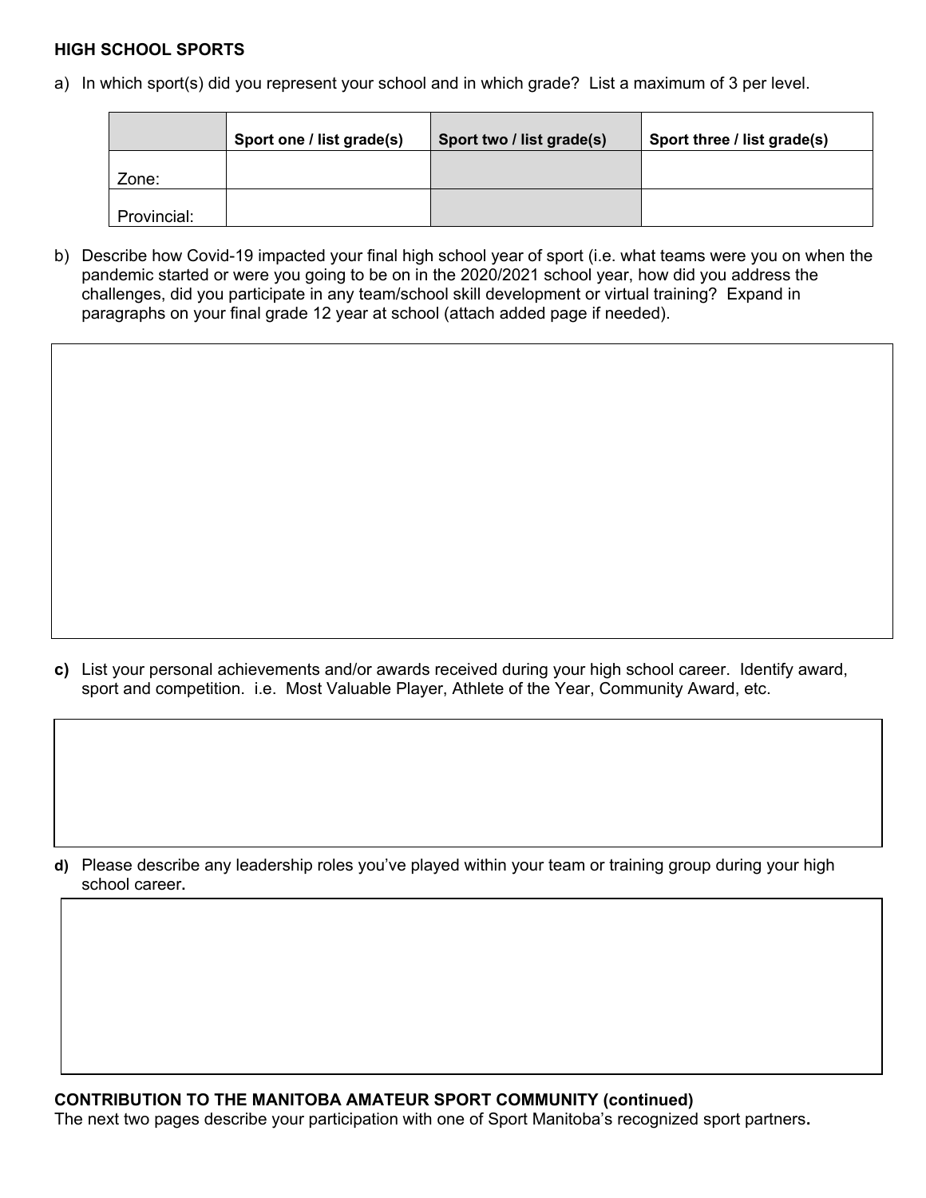**HIGH SCHOOL SPORTS**

a) In which sport(s) did you represent your school and in which grade? List a maximum of 3 per level.

| | Sport one / list grade(s) | Sport two / list grade(s) | Sport three / list grade(s) |
|---|---|---|---|
| Zone: | | | |
| Provincial: | | | |

b) Describe how Covid-19 impacted your final high school year of sport (i.e. what teams were you on when the pandemic started or were you going to be on in the 2020/2021 school year, how did you address the challenges, did you participate in any team/school skill development or virtual training? Expand in paragraphs on your final grade 12 year at school (attach added page if needed).

**c)** List your personal achievements and/or awards received during your high school career. Identify award, sport and competition. i.e. Most Valuable Player, Athlete of the Year, Community Award, etc.

**d)** Please describe any leadership roles you've played within your team or training group during your high school career**.**

**CONTRIBUTION TO THE MANITOBA AMATEUR SPORT COMMUNITY (continued)**

The next two pages describe your participation with one of Sport Manitoba's recognized sport partners**.**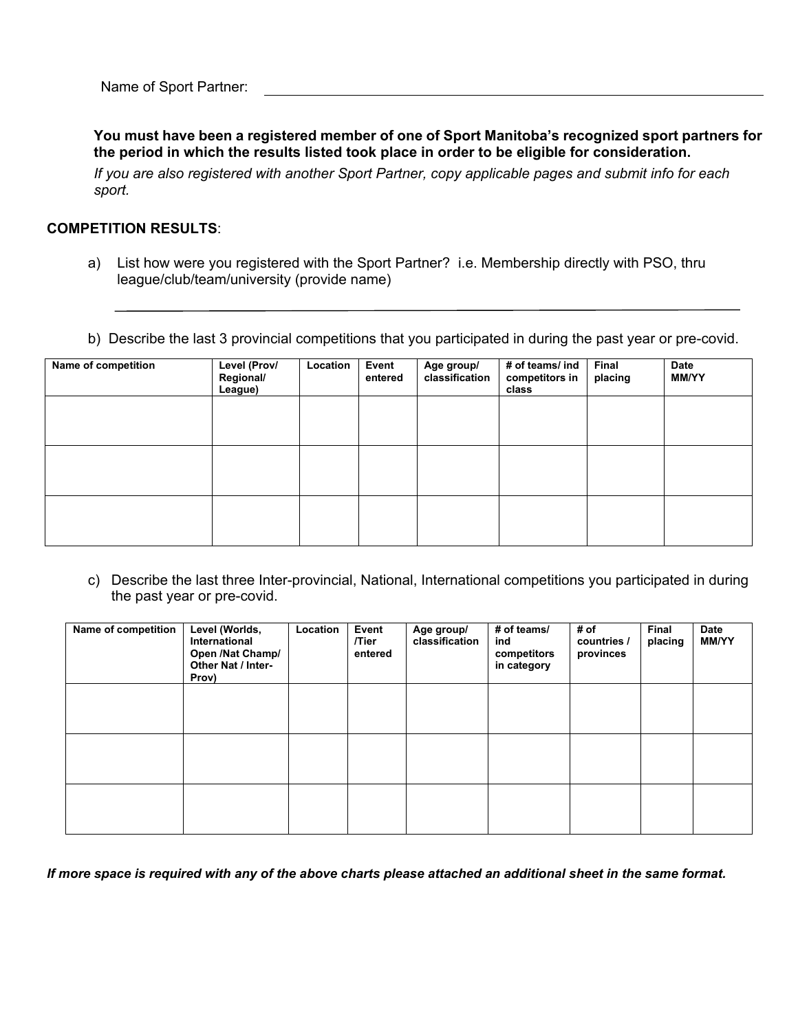Name of Sport Partner: \_\_\_\_\_\_\_\_\_\_\_\_\_\_\_\_\_\_\_\_\_\_\_\_\_\_\_\_\_\_\_\_\_\_\_\_\_\_\_\_

**You must have been a registered member of one of Sport Manitoba's recognized sport partners for the period in which the results listed took place in order to be eligible for consideration.**

*If you are also registered with another Sport Partner, copy applicable pages and submit info for each sport.*

**COMPETITION RESULTS**:

a) List how were you registered with the Sport Partner? i.e. Membership directly with PSO, thru league/club/team/university (provide name)

\_\_\_\_\_\_\_\_\_\_\_\_\_\_\_\_\_\_\_\_\_\_\_\_\_\_\_\_\_\_\_\_\_\_\_\_\_\_\_\_\_\_\_\_\_\_\_\_\_\_\_\_\_\_\_\_\_\_\_\_

b) Describe the last 3 provincial competitions that you participated in during the past year or pre-covid.

| Name of competition | Level (Prov/ Regional/ League) | Location | Event entered | Age group/ classification | # of teams/ ind competitors in class | Final placing | Date MM/YY |
|---|---|---|---|---|---|---|---|
| | | | | | | | |
| | | | | | | | |
| | | | | | | | |

c) Describe the last three Inter-provincial, National, International competitions you participated in during the past year or pre-covid.

| Name of competition | Level (Worlds, International Open /Nat Champ/ Other Nat / Inter-Prov) | Location | Event /Tier entered | Age group/ classification | # of teams/ ind competitors in category | # of countries / provinces | Final placing | Date MM/YY |
|---|---|---|---|---|---|---|---|---|
| | | | | | | | | |
| | | | | | | | | |
| | | | | | | | | |

***If more space is required with any of the above charts please attached an additional sheet in the same format.***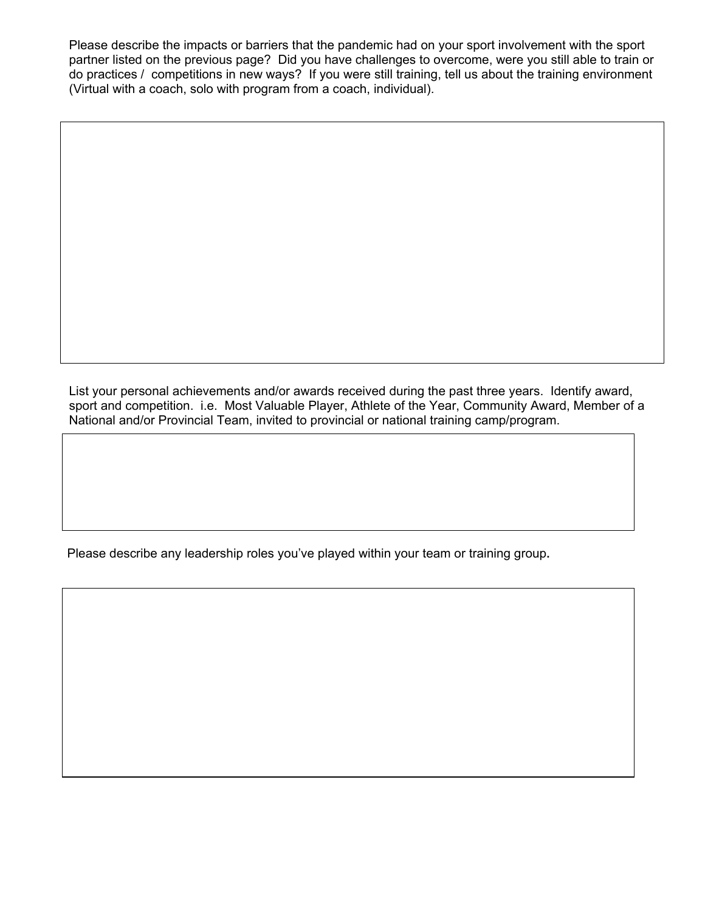Please describe the impacts or barriers that the pandemic had on your sport involvement with the sport partner listed on the previous page? Did you have challenges to overcome, were you still able to train or do practices / competitions in new ways? If you were still training, tell us about the training environment (Virtual with a coach, solo with program from a coach, individual).

| |
|---|
| |

List your personal achievements and/or awards received during the past three years. Identify award, sport and competition. i.e. Most Valuable Player, Athlete of the Year, Community Award, Member of a National and/or Provincial Team, invited to provincial or national training camp/program.

| |
|---|
| |

Please describe any leadership roles you've played within your team or training group.

| |
|---|
| |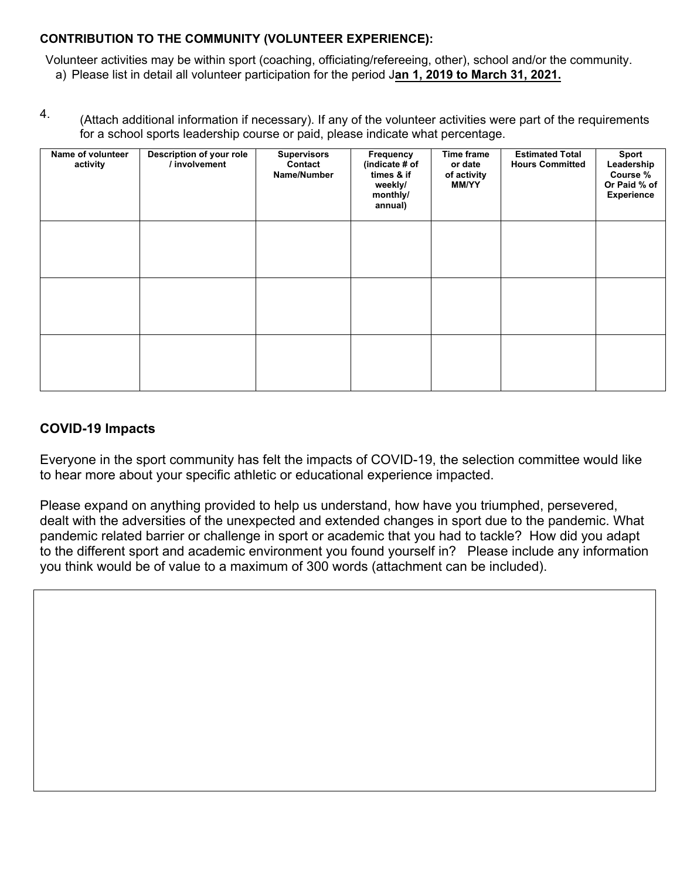**CONTRIBUTION TO THE COMMUNITY (VOLUNTEER EXPERIENCE):**

Volunteer activities may be within sport (coaching, officiating/refereeing, other), school and/or the community.

a) Please list in detail all volunteer participation for the period J**an 1, 2019 to March 31, 2021.**

4. (Attach additional information if necessary). If any of the volunteer activities were part of the requirements for a school sports leadership course or paid, please indicate what percentage.

| Name of volunteer activity | Description of your role / involvement | Supervisors Contact Name/Number | Frequency (indicate # of times & if weekly/ monthly/ annual) | Time frame or date of activity MM/YY | Estimated Total Hours Committed | Sport Leadership Course % Or Paid % of Experience |
|---|---|---|---|---|---|---|
| | | | | | | |
| | | | | | | |
| | | | | | | |

## COVID-19 Impacts

Everyone in the sport community has felt the impacts of COVID-19, the selection committee would like to hear more about your specific athletic or educational experience impacted.

Please expand on anything provided to help us understand, how have you triumphed, persevered, dealt with the adversities of the unexpected and extended changes in sport due to the pandemic. What pandemic related barrier or challenge in sport or academic that you had to tackle? How did you adapt to the different sport and academic environment you found yourself in? Please include any information you think would be of value to a maximum of 300 words (attachment can be included).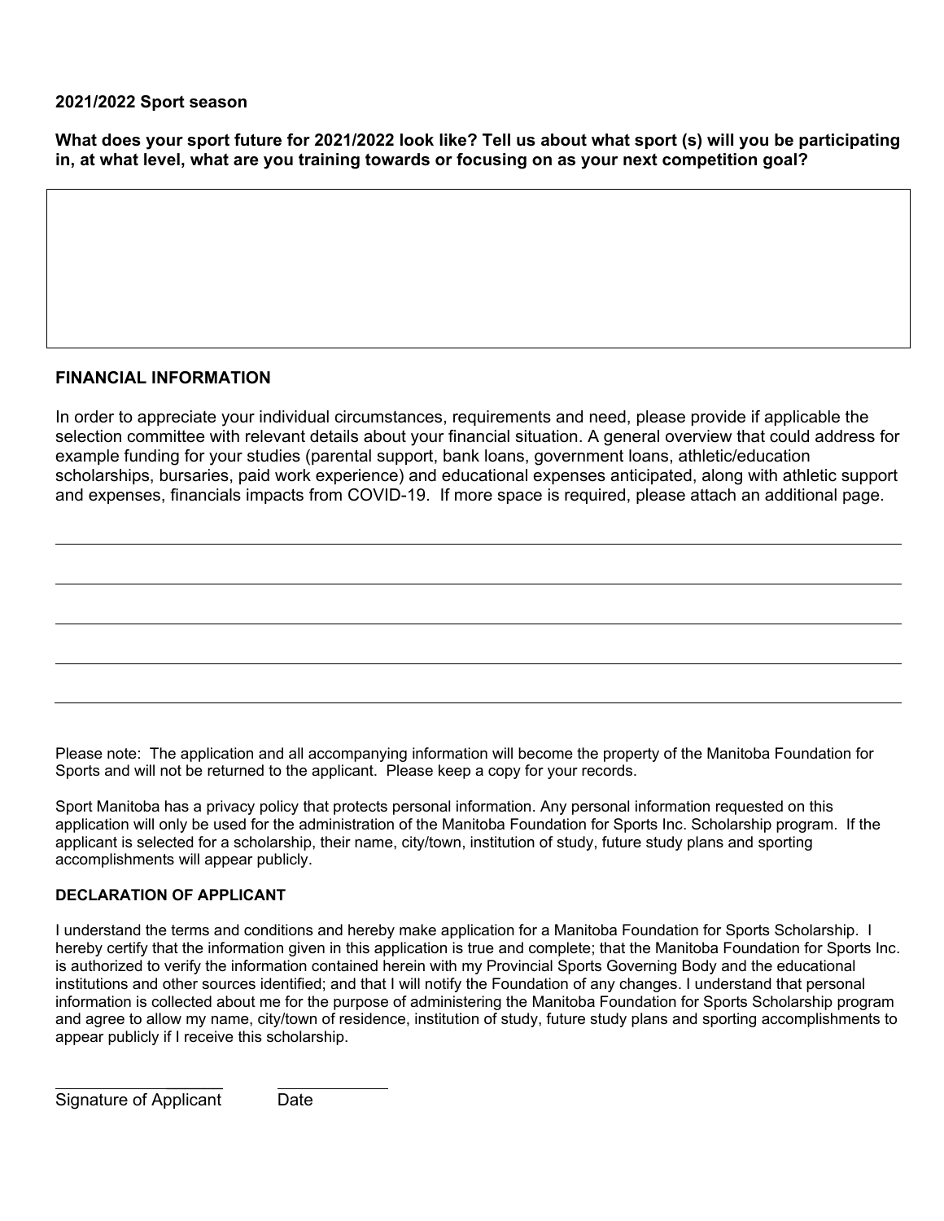**2021/2022 Sport season**

**What does your sport future for 2021/2022 look like? Tell us about what sport (s) will you be participating in, at what level, what are you training towards or focusing on as your next competition goal?**

## FINANCIAL INFORMATION

In order to appreciate your individual circumstances, requirements and need, please provide if applicable the selection committee with relevant details about your financial situation. A general overview that could address for example funding for your studies (parental support, bank loans, government loans, athletic/education scholarships, bursaries, paid work experience) and educational expenses anticipated, along with athletic support and expenses, financials impacts from COVID-19. If more space is required, please attach an additional page.

Please note: The application and all accompanying information will become the property of the Manitoba Foundation for Sports and will not be returned to the applicant. Please keep a copy for your records.

Sport Manitoba has a privacy policy that protects personal information. Any personal information requested on this application will only be used for the administration of the Manitoba Foundation for Sports Inc. Scholarship program. If the applicant is selected for a scholarship, their name, city/town, institution of study, future study plans and sporting accomplishments will appear publicly.

**DECLARATION OF APPLICANT**

I understand the terms and conditions and hereby make application for a Manitoba Foundation for Sports Scholarship. I hereby certify that the information given in this application is true and complete; that the Manitoba Foundation for Sports Inc. is authorized to verify the information contained herein with my Provincial Sports Governing Body and the educational institutions and other sources identified; and that I will notify the Foundation of any changes. I understand that personal information is collected about me for the purpose of administering the Manitoba Foundation for Sports Scholarship program and agree to allow my name, city/town of residence, institution of study, future study plans and sporting accomplishments to appear publicly if I receive this scholarship.

Signature of Applicant Date